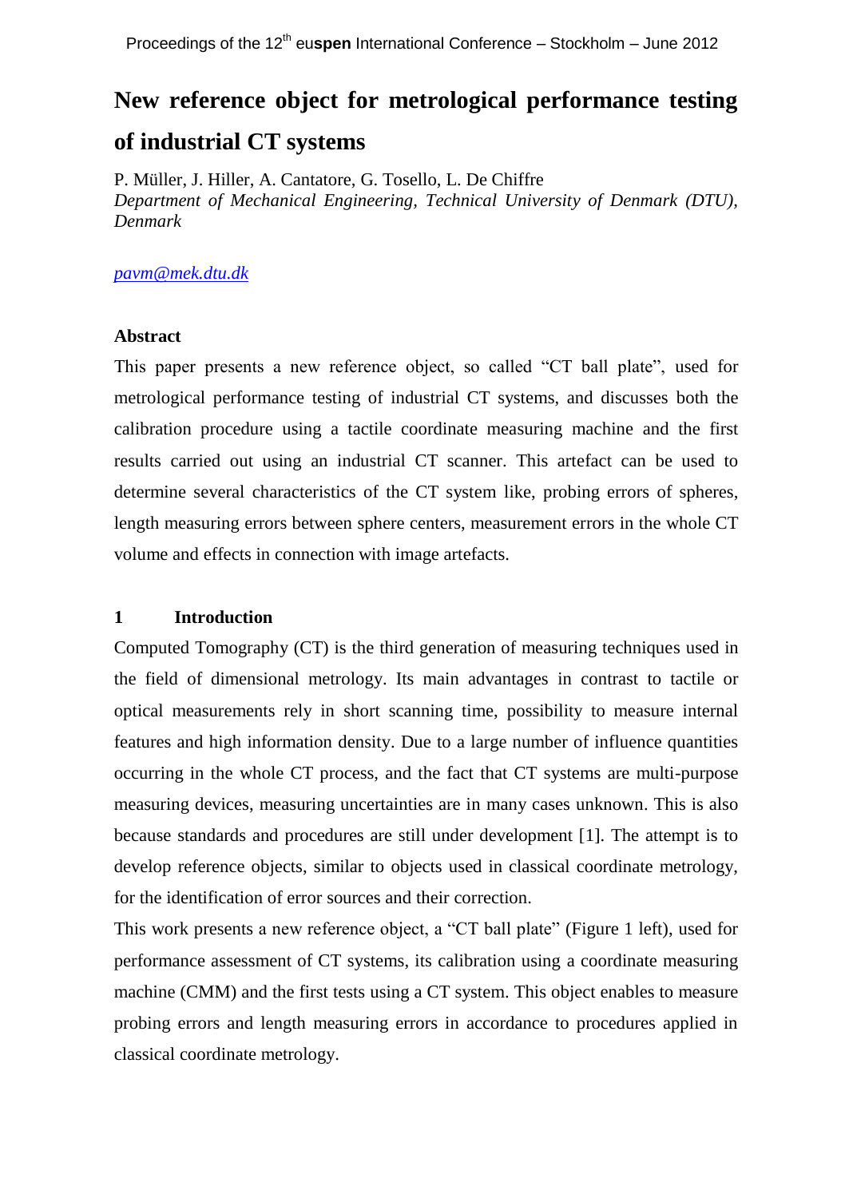# New reference object for metrological performance testing of industrial CT systems

P. Müller, J. Hiller, A. Cantatore, G. Tosello, L. De Chiffre

*Department of Mechanical Engineering, Technical University of Denmark (DTU), Denmark*

*pavm@mek.dtu.dk*

### Abstract

This paper presents a new reference object, so called "CT ball plate", used for metrological performance testing of industrial CT systems, and discusses both the calibration procedure using a tactile coordinate measuring machine and the first results carried out using an industrial CT scanner. This artefact can be used to determine several characteristics of the CT system like, probing errors of spheres, length measuring errors between sphere centers, measurement errors in the whole CT volume and effects in connection with image artefacts.

## 1 Introduction

Computed Tomography (CT) is the third generation of measuring techniques used in the field of dimensional metrology. Its main advantages in contrast to tactile or optical measurements rely in short scanning time, possibility to measure internal features and high information density. Due to a large number of influence quantities occurring in the whole CT process, and the fact that CT systems are multi-purpose measuring devices, measuring uncertainties are in many cases unknown. This is also because standards and procedures are still under development [1]. The attempt is to develop reference objects, similar to objects used in classical coordinate metrology, for the identification of error sources and their correction.

This work presents a new reference object, a "CT ball plate" (Figure 1 left), used for performance assessment of CT systems, its calibration using a coordinate measuring machine (CMM) and the first tests using a CT system. This object enables to measure probing errors and length measuring errors in accordance to procedures applied in classical coordinate metrology.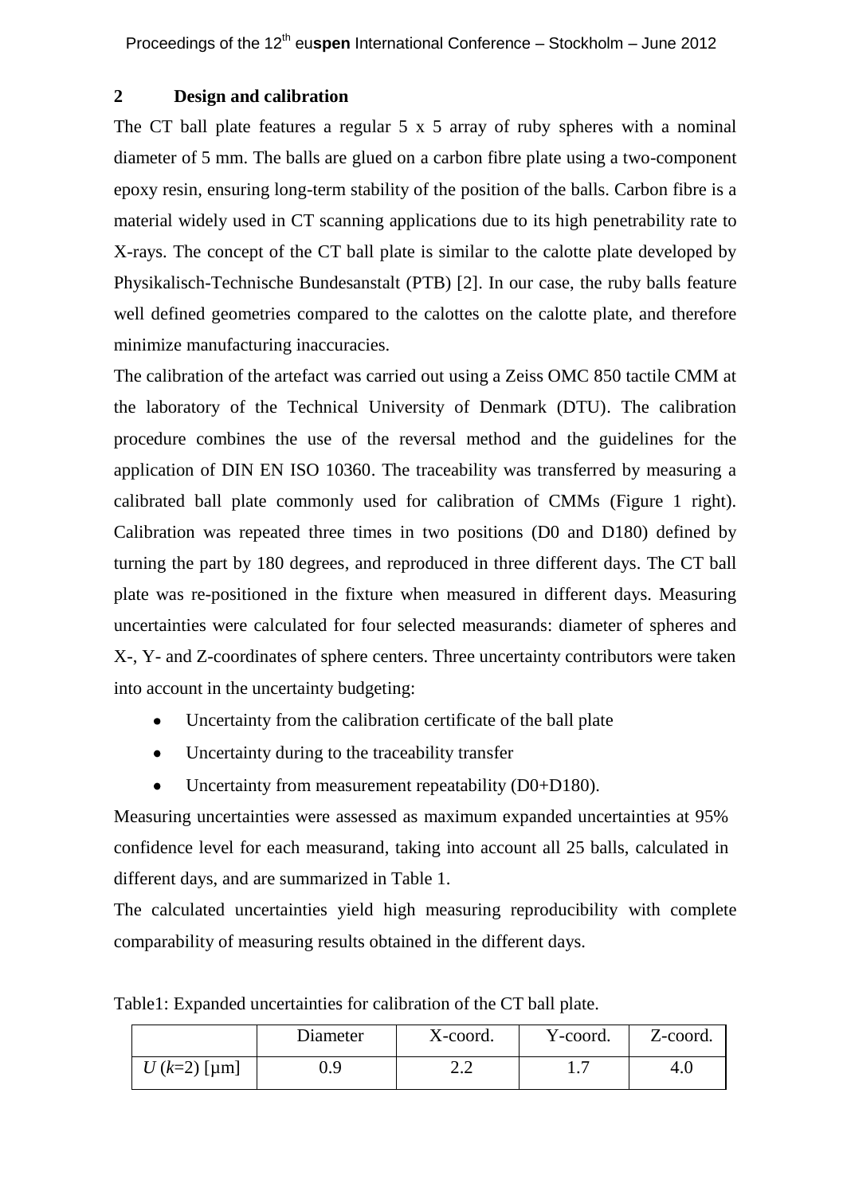## 2 Design and calibration

The CT ball plate features a regular 5 x 5 array of ruby spheres with a nominal diameter of 5 mm. The balls are glued on a carbon fibre plate using a two-component epoxy resin, ensuring long-term stability of the position of the balls. Carbon fibre is a material widely used in CT scanning applications due to its high penetrability rate to X-rays. The concept of the CT ball plate is similar to the calotte plate developed by Physikalisch-Technische Bundesanstalt (PTB) [2]. In our case, the ruby balls feature well defined geometries compared to the calottes on the calotte plate, and therefore minimize manufacturing inaccuracies.

The calibration of the artefact was carried out using a Zeiss OMC 850 tactile CMM at the laboratory of the Technical University of Denmark (DTU). The calibration procedure combines the use of the reversal method and the guidelines for the application of DIN EN ISO 10360. The traceability was transferred by measuring a calibrated ball plate commonly used for calibration of CMMs (Figure 1 right). Calibration was repeated three times in two positions (D0 and D180) defined by turning the part by 180 degrees, and reproduced in three different days. The CT ball plate was re-positioned in the fixture when measured in different days. Measuring uncertainties were calculated for four selected measurands: diameter of spheres and X-, Y- and Z-coordinates of sphere centers. Three uncertainty contributors were taken into account in the uncertainty budgeting:

- Uncertainty from the calibration certificate of the ball plate
- Uncertainty during to the traceability transfer
- Uncertainty from measurement repeatability (D0+D180).

Measuring uncertainties were assessed as maximum expanded uncertainties at 95% confidence level for each measurand, taking into account all 25 balls, calculated in different days, and are summarized in Table 1.

The calculated uncertainties yield high measuring reproducibility with complete comparability of measuring results obtained in the different days.

Table1: Expanded uncertainties for calibration of the CT ball plate.

| | Diameter | X-coord. | Y-coord. | Z-coord. |
|---|---|---|---|---|
| $U$ ($k$=2) [μm] | 0.9 | 2.2 | 1.7 | 4.0 |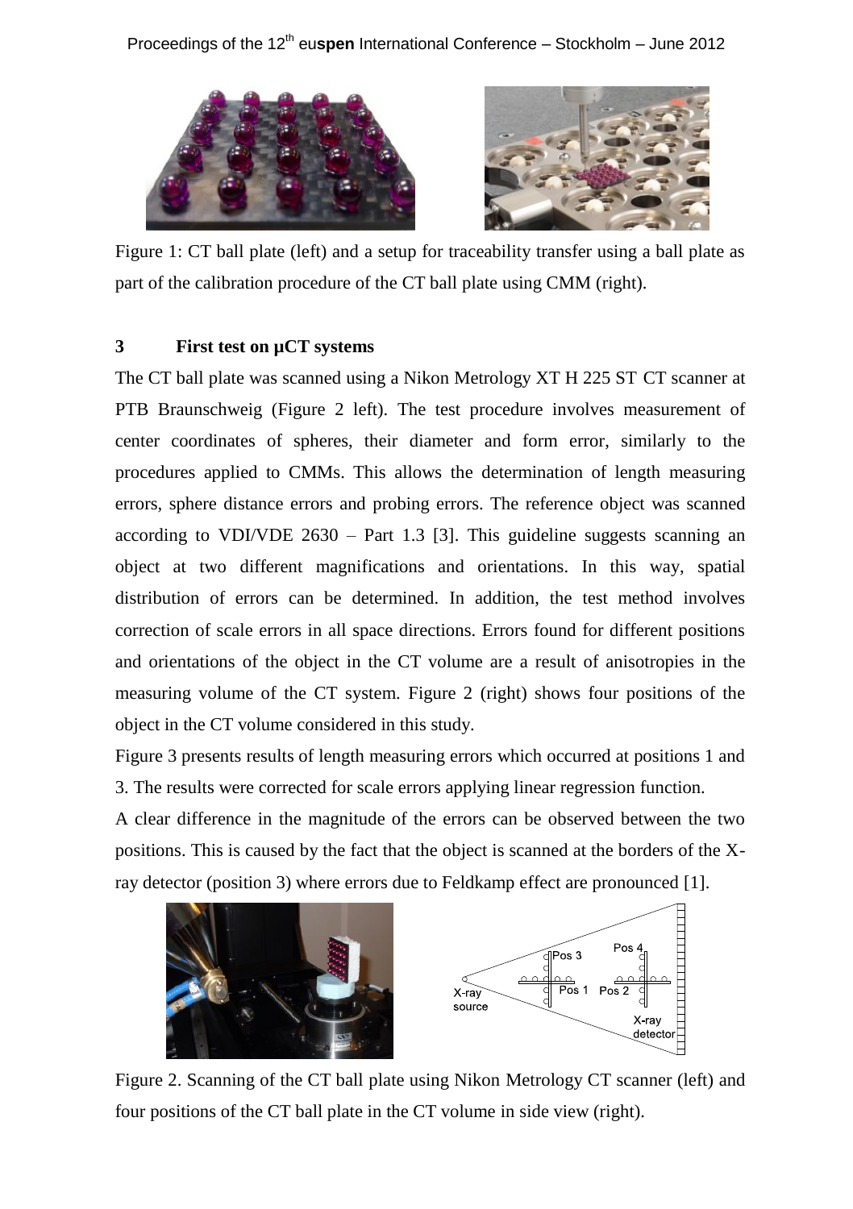Figure 1: CT ball plate (left) and a setup for traceability transfer using a ball plate as part of the calibration procedure of the CT ball plate using CMM (right).

## 3 First test on µCT systems

The CT ball plate was scanned using a Nikon Metrology XT H 225 ST CT scanner at PTB Braunschweig (Figure 2 left). The test procedure involves measurement of center coordinates of spheres, their diameter and form error, similarly to the procedures applied to CMMs. This allows the determination of length measuring errors, sphere distance errors and probing errors. The reference object was scanned according to VDI/VDE 2630 – Part 1.3 [3]. This guideline suggests scanning an object at two different magnifications and orientations. In this way, spatial distribution of errors can be determined. In addition, the test method involves correction of scale errors in all space directions. Errors found for different positions and orientations of the object in the CT volume are a result of anisotropies in the measuring volume of the CT system. Figure 2 (right) shows four positions of the object in the CT volume considered in this study.

Figure 3 presents results of length measuring errors which occurred at positions 1 and 3. The results were corrected for scale errors applying linear regression function.

A clear difference in the magnitude of the errors can be observed between the two positions. This is caused by the fact that the object is scanned at the borders of the X-ray detector (position 3) where errors due to Feldkamp effect are pronounced [1].

Figure 2. Scanning of the CT ball plate using Nikon Metrology CT scanner (left) and four positions of the CT ball plate in the CT volume in side view (right).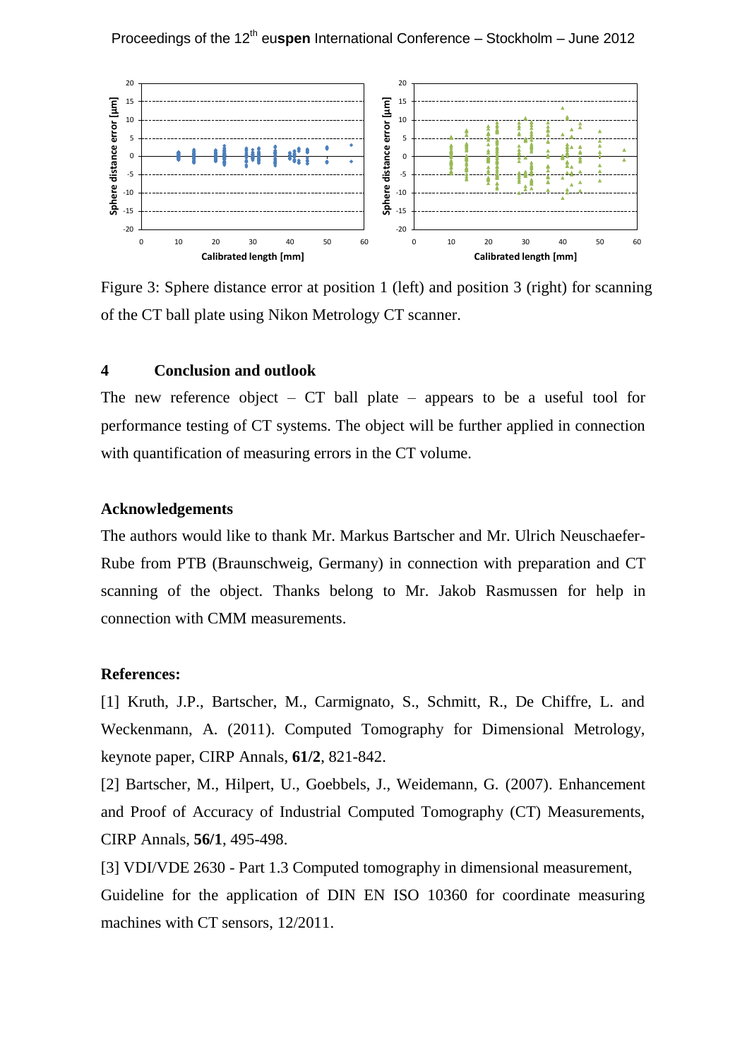Sphere distance error [µm]

20 15 10 5 0 -5 -10 -15 -20

0 10 20 30 40 50 60

Calibrated length [mm]

Sphere distance error [µm]

20 15 10 5 0 -5 -10 -15 -20

0 10 20 30 40 50 60

Calibrated length [mm]

Figure 3: Sphere distance error at position 1 (left) and position 3 (right) for scanning of the CT ball plate using Nikon Metrology CT scanner.

## 4 Conclusion and outlook

The new reference object – CT ball plate – appears to be a useful tool for performance testing of CT systems. The object will be further applied in connection with quantification of measuring errors in the CT volume.

### Acknowledgements

The authors would like to thank Mr. Markus Bartscher and Mr. Ulrich Neuschaefer-Rube from PTB (Braunschweig, Germany) in connection with preparation and CT scanning of the object. Thanks belong to Mr. Jakob Rasmussen for help in connection with CMM measurements.

### References:

[1] Kruth, J.P., Bartscher, M., Carmignato, S., Schmitt, R., De Chiffre, L. and Weckenmann, A. (2011). Computed Tomography for Dimensional Metrology, keynote paper, CIRP Annals, **61/2**, 821-842.

[2] Bartscher, M., Hilpert, U., Goebbels, J., Weidemann, G. (2007). Enhancement and Proof of Accuracy of Industrial Computed Tomography (CT) Measurements, CIRP Annals, **56/1**, 495-498.

[3] VDI/VDE 2630 - Part 1.3 Computed tomography in dimensional measurement, Guideline for the application of DIN EN ISO 10360 for coordinate measuring machines with CT sensors, 12/2011.